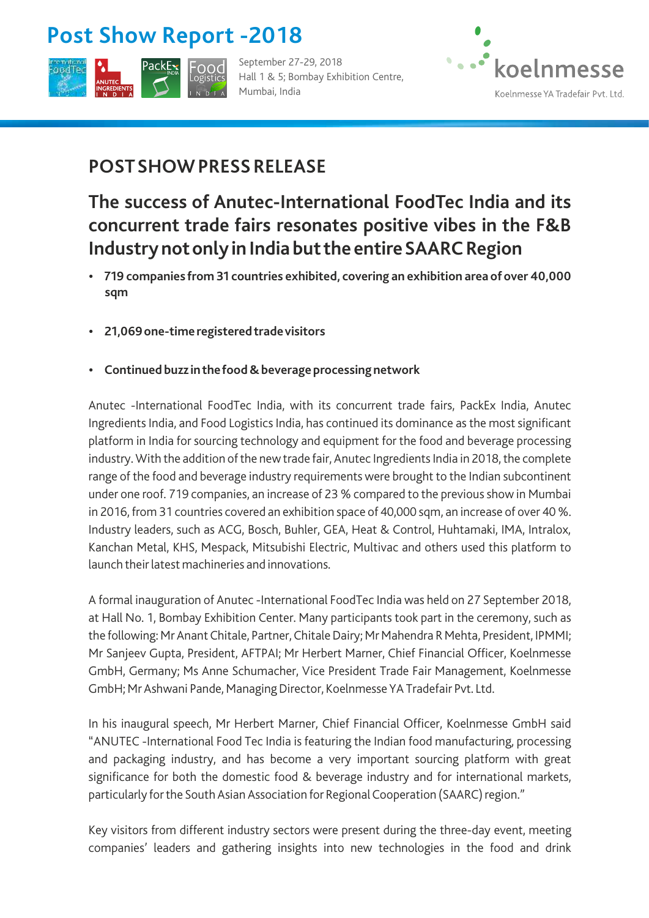# Post Show Report -2018

September 27-29, 2018
Hall 1 & 5; Bombay Exhibition Centre, Mumbai, India

koelnmesse
Koelnmesse YA Tradefair Pvt. Ltd.

## POST SHOW PRESS RELEASE

## The success of Anutec-International FoodTec India and its concurrent trade fairs resonates positive vibes in the F&B Industry not only in India but the entire SAARC Region

- **719 companies from 31 countries exhibited, covering an exhibition area of over 40,000 sqm**
- **21,069 one-time registered trade visitors**
- **Continued buzz in the food & beverage processing network**

Anutec -International FoodTec India, with its concurrent trade fairs, PackEx India, Anutec Ingredients India, and Food Logistics India, has continued its dominance as the most significant platform in India for sourcing technology and equipment for the food and beverage processing industry. With the addition of the new trade fair, Anutec Ingredients India in 2018, the complete range of the food and beverage industry requirements were brought to the Indian subcontinent under one roof. 719 companies, an increase of 23 % compared to the previous show in Mumbai in 2016, from 31 countries covered an exhibition space of 40,000 sqm, an increase of over 40 %. Industry leaders, such as ACG, Bosch, Buhler, GEA, Heat & Control, Huhtamaki, IMA, Intralox, Kanchan Metal, KHS, Mespack, Mitsubishi Electric, Multivac and others used this platform to launch their latest machineries and innovations.

A formal inauguration of Anutec -International FoodTec India was held on 27 September 2018, at Hall No. 1, Bombay Exhibition Center. Many participants took part in the ceremony, such as the following: Mr Anant Chitale, Partner, Chitale Dairy; Mr Mahendra R Mehta, President, IPMMI; Mr Sanjeev Gupta, President, AFTPAI; Mr Herbert Marner, Chief Financial Officer, Koelnmesse GmbH, Germany; Ms Anne Schumacher, Vice President Trade Fair Management, Koelnmesse GmbH; Mr Ashwani Pande, Managing Director, Koelnmesse YA Tradefair Pvt. Ltd.

In his inaugural speech, Mr Herbert Marner, Chief Financial Officer, Koelnmesse GmbH said "ANUTEC -International Food Tec India is featuring the Indian food manufacturing, processing and packaging industry, and has become a very important sourcing platform with great significance for both the domestic food & beverage industry and for international markets, particularly for the South Asian Association for Regional Cooperation (SAARC) region."

Key visitors from different industry sectors were present during the three-day event, meeting companies' leaders and gathering insights into new technologies in the food and drink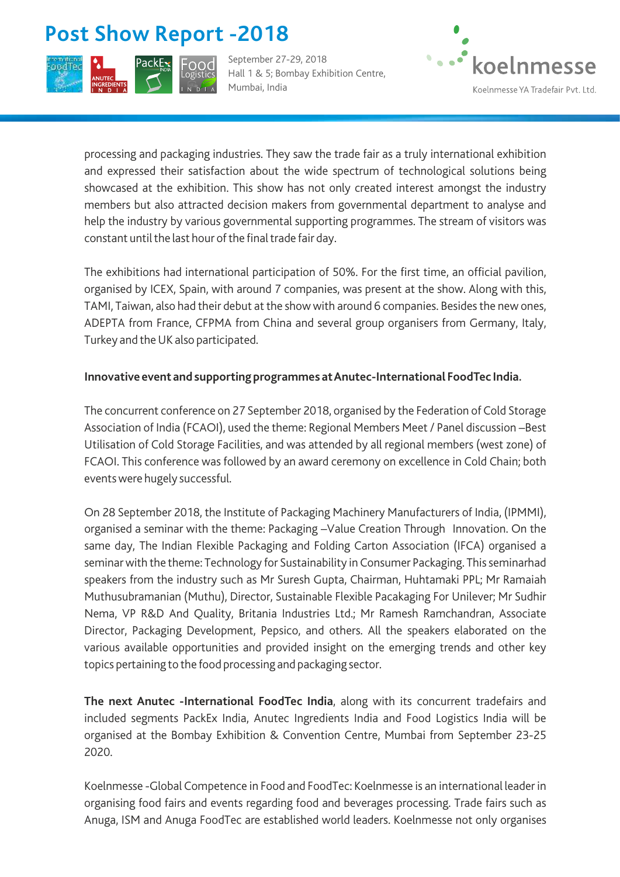processing and packaging industries. They saw the trade fair as a truly international exhibition and expressed their satisfaction about the wide spectrum of technological solutions being showcased at the exhibition. This show has not only created interest amongst the industry members but also attracted decision makers from governmental department to analyse and help the industry by various governmental supporting programmes. The stream of visitors was constant until the last hour of the final trade fair day.

The exhibitions had international participation of 50%. For the first time, an official pavilion, organised by ICEX, Spain, with around 7 companies, was present at the show. Along with this, TAMI, Taiwan, also had their debut at the show with around 6 companies. Besides the new ones, ADEPTA from France, CFPMA from China and several group organisers from Germany, Italy, Turkey and the UK also participated.

**Innovative event and supporting programmes at Anutec-International FoodTec India.**

The concurrent conference on 27 September 2018, organised by the Federation of Cold Storage Association of India (FCAOI), used the theme: Regional Members Meet / Panel discussion –Best Utilisation of Cold Storage Facilities, and was attended by all regional members (west zone) of FCAOI. This conference was followed by an award ceremony on excellence in Cold Chain; both events were hugely successful.

On 28 September 2018, the Institute of Packaging Machinery Manufacturers of India, (IPMMI), organised a seminar with the theme: Packaging –Value Creation Through Innovation. On the same day, The Indian Flexible Packaging and Folding Carton Association (IFCA) organised a seminar with the theme: Technology for Sustainability in Consumer Packaging. This seminarhad speakers from the industry such as Mr Suresh Gupta, Chairman, Huhtamaki PPL; Mr Ramaiah Muthusubramanian (Muthu), Director, Sustainable Flexible Pacakaging For Unilever; Mr Sudhir Nema, VP R&D And Quality, Britania Industries Ltd.; Mr Ramesh Ramchandran, Associate Director, Packaging Development, Pepsico, and others. All the speakers elaborated on the various available opportunities and provided insight on the emerging trends and other key topics pertaining to the food processing and packaging sector.

**The next Anutec -International FoodTec India**, along with its concurrent tradefairs and included segments PackEx India, Anutec Ingredients India and Food Logistics India will be organised at the Bombay Exhibition & Convention Centre, Mumbai from September 23-25 2020.

Koelnmesse -Global Competence in Food and FoodTec: Koelnmesse is an international leader in organising food fairs and events regarding food and beverages processing. Trade fairs such as Anuga, ISM and Anuga FoodTec are established world leaders. Koelnmesse not only organises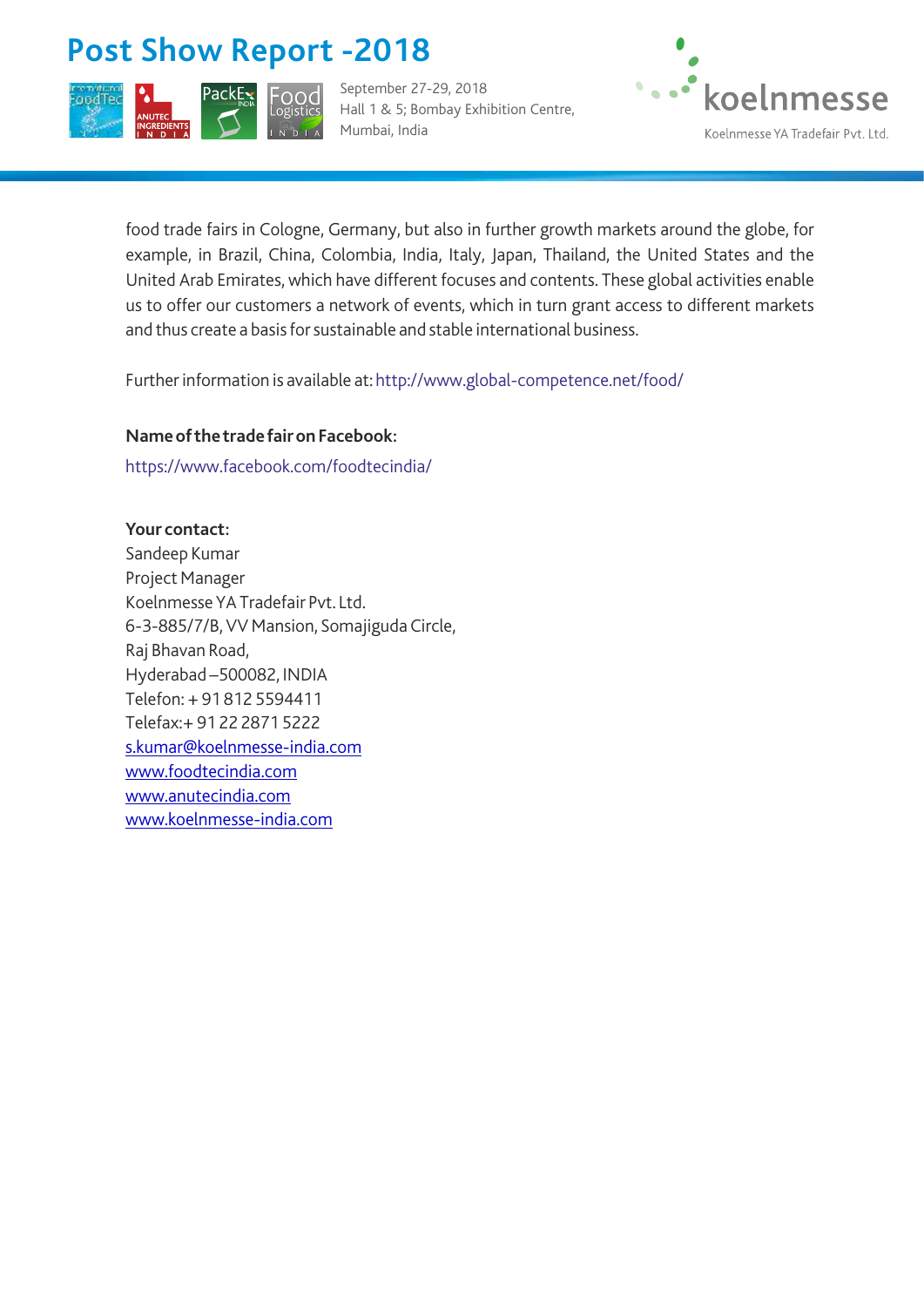food trade fairs in Cologne, Germany, but also in further growth markets around the globe, for example, in Brazil, China, Colombia, India, Italy, Japan, Thailand, the United States and the United Arab Emirates, which have different focuses and contents. These global activities enable us to offer our customers a network of events, which in turn grant access to different markets and thus create a basis for sustainable and stable international business.

Further information is available at: http://www.global-competence.net/food/

**Name of the trade fair on Facebook:**

https://www.facebook.com/foodtecindia/

**Your contact:**
Sandeep Kumar
Project Manager
Koelnmesse YA Tradefair Pvt. Ltd.
6-3-885/7/B, VV Mansion, Somajiguda Circle,
Raj Bhavan Road,
Hyderabad – 500082, INDIA
Telefon: + 91 812 5594411
Telefax:+ 91 22 2871 5222
s.kumar@koelnmesse-india.com
www.foodtecindia.com
www.anutecindia.com
www.koelnmesse-india.com